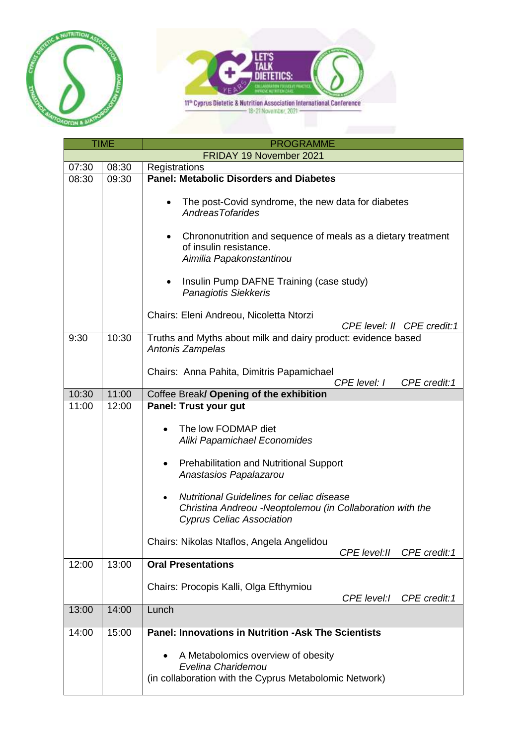11th Cyprus Dietetic & Nutrition Association International Conference
18-21 November, 2021

| TIME | | PROGRAMME |
|---|---|---|
| FRIDAY 19 November 2021 | | |
| 07:30 | 08:30 | Registrations |
| 08:30 | 09:30 | **Panel: Metabolic Disorders and Diabetes**<br><br>• The post-Covid syndrome, the new data for diabetes<br>*AndreasTofarides*<br><br>• Chrononutrition and sequence of meals as a dietary treatment of insulin resistance.<br>*Aimilia Papakonstantinou*<br><br>• Insulin Pump DAFNE Training (case study)<br>*Panagiotis Siekkeris*<br><br>Chairs: Eleni Andreou, Nicoletta Ntorzi<br>*CPE level: II CPE credit:1* |
| 9:30 | 10:30 | Truths and Myths about milk and dairy product: evidence based<br>*Antonis Zampelas*<br><br>Chairs: Anna Pahita, Dimitris Papamichael<br>*CPE level: I CPE credit:1* |
| 10:30 | 11:00 | Coffee Break**/ Opening of the exhibition** |
| 11:00 | 12:00 | **Panel: Trust your gut**<br><br>• The low FODMAP diet<br>*Aliki Papamichael Economides*<br><br>• Prehabilitation and Nutritional Support<br>*Anastasios Papalazarou*<br><br>• *Nutritional Guidelines for celiac disease*<br>*Christina Andreou -Neoptolemou (in Collaboration with the Cyprus Celiac Association*<br><br>Chairs: Nikolas Ntaflos, Angela Angelidou<br>*CPE level:II CPE credit:1* |
| 12:00 | 13:00 | **Oral Presentations**<br><br>Chairs: Procopis Kalli, Olga Efthymiou<br>*CPE level:I CPE credit:1* |
| 13:00 | 14:00 | Lunch |
| 14:00 | 15:00 | **Panel: Innovations in Nutrition -Ask The Scientists**<br><br>• A Metabolomics overview of obesity<br>*Evelina Charidemou*<br>(in collaboration with the Cyprus Metabolomic Network) |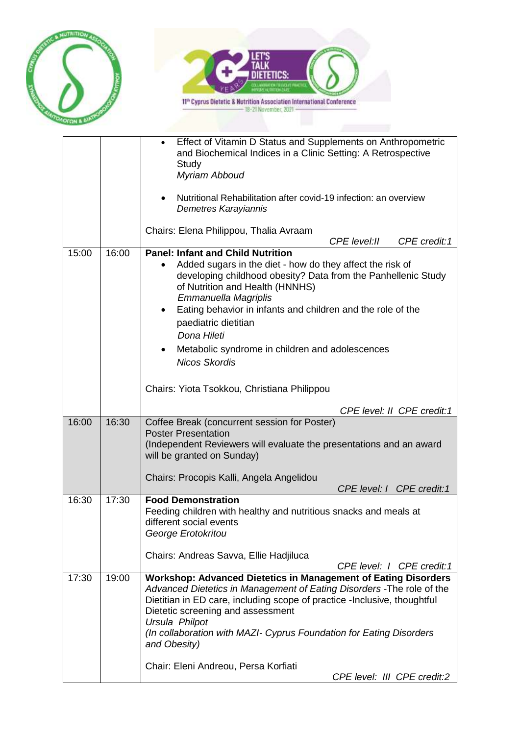| | | |
|---|---|---|
| | | • Effect of Vitamin D Status and Supplements on Anthropometric and Biochemical Indices in a Clinic Setting: A Retrospective Study<br>*Myriam Abboud*<br><br>• Nutritional Rehabilitation after covid-19 infection: an overview<br>*Demetres Karayiannis*<br><br>Chairs: Elena Philippou, Thalia Avraam<br>*CPE level:II CPE credit:1* |
| 15:00 | 16:00 | **Panel: Infant and Child Nutrition**<br>• Added sugars in the diet - how do they affect the risk of developing childhood obesity? Data from the Panhellenic Study of Nutrition and Health (HNNHS)<br>*Emmanuella Magriplis*<br>• Eating behavior in infants and children and the role of the paediatric dietitian<br>*Dona Hileti*<br>• Metabolic syndrome in children and adolescences<br>*Nicos Skordis*<br><br>Chairs: Yiota Tsokkou, Christiana Philippou<br>*CPE level: II CPE credit:1* |
| 16:00 | 16:30 | Coffee Break (concurrent session for Poster)<br>Poster Presentation<br>(Independent Reviewers will evaluate the presentations and an award will be granted on Sunday)<br><br>Chairs: Procopis Kalli, Angela Angelidou<br>*CPE level: I CPE credit:1* |
| 16:30 | 17:30 | **Food Demonstration**<br>Feeding children with healthy and nutritious snacks and meals at different social events<br>*George Erotokritou*<br><br>Chairs: Andreas Savva, Ellie Hadjiluca<br>*CPE level: I CPE credit:1* |
| 17:30 | 19:00 | **Workshop: Advanced Dietetics in Management of Eating Disorders**<br>*Advanced Dietetics in Management of Eating Disorders* -The role of the Dietitian in ED care, including scope of practice -Inclusive, thoughtful Dietetic screening and assessment<br>*Ursula Philpot*<br>*(In collaboration with MAZI- Cyprus Foundation for Eating Disorders and Obesity)*<br><br>Chair: Eleni Andreou, Persa Korfiati<br>*CPE level: III CPE credit:2* |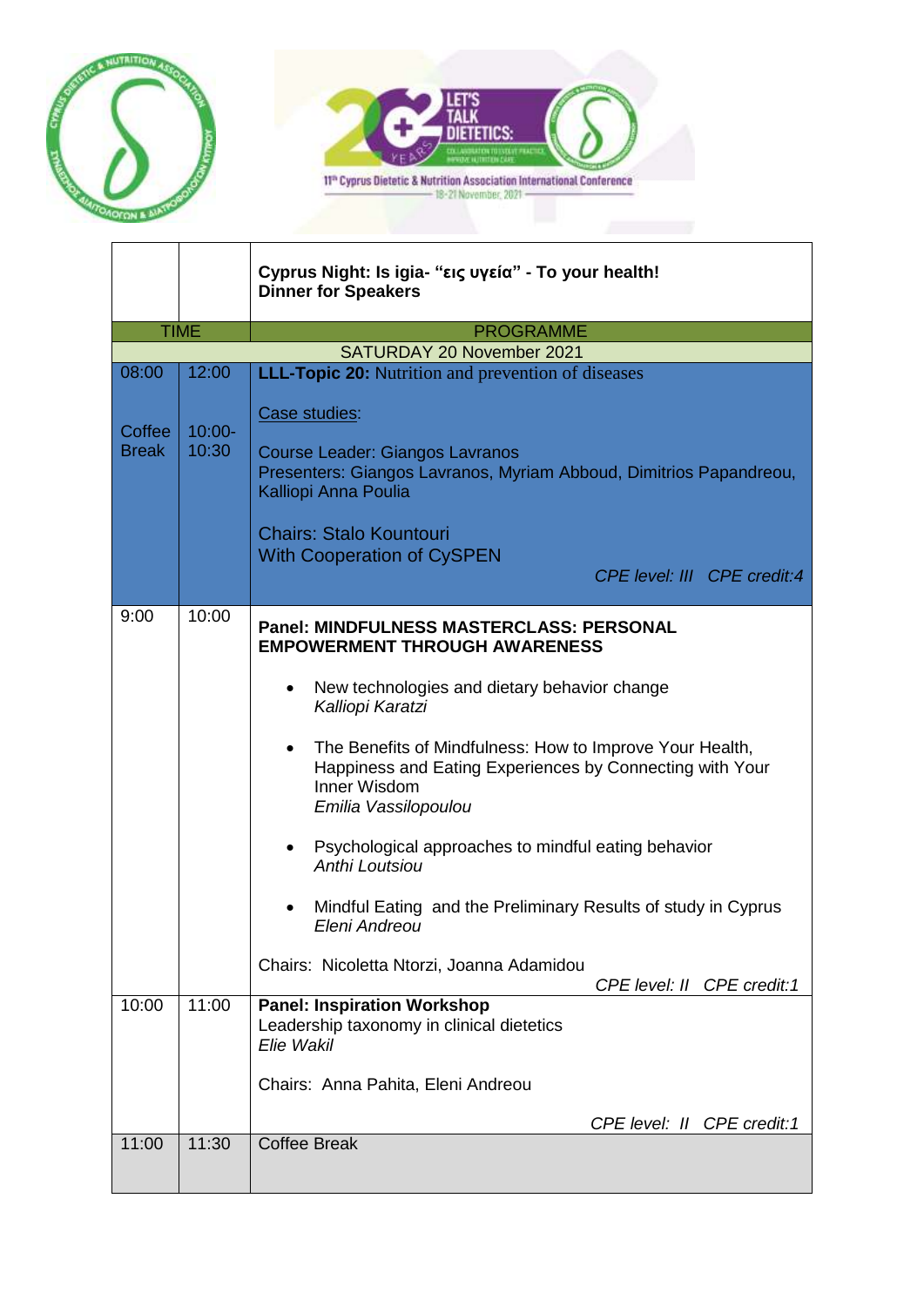| | | Cyprus Night: Is igia- "εις υγεία" - To your health! Dinner for Speakers |
|---|---|---|
| TIME | | PROGRAMME |
| SATURDAY 20 November 2021 | | |
| 08:00<br><br>Coffee Break | 12:00<br><br>10:00-10:30 | **LLL-Topic 20:** Nutrition and prevention of diseases<br><br>Case studies:<br><br>Course Leader: Giangos Lavranos<br>Presenters: Giangos Lavranos, Myriam Abboud, Dimitrios Papandreou, Kalliopi Anna Poulia<br><br>Chairs: Stalo Kountouri<br>With Cooperation of CySPEN<br>*CPE level: III CPE credit:4* |
| 9:00 | 10:00 | **Panel: MINDFULNESS MASTERCLASS: PERSONAL EMPOWERMENT THROUGH AWARENESS**<br><br>• New technologies and dietary behavior change *Kalliopi Karatzi*<br><br>• The Benefits of Mindfulness: How to Improve Your Health, Happiness and Eating Experiences by Connecting with Your Inner Wisdom *Emilia Vassilopoulou*<br><br>• Psychological approaches to mindful eating behavior *Anthi Loutsiou*<br><br>• Mindful Eating and the Preliminary Results of study in Cyprus *Eleni Andreou*<br><br>Chairs: Nicoletta Ntorzi, Joanna Adamidou<br>*CPE level: II CPE credit:1* |
| 10:00 | 11:00 | **Panel: Inspiration Workshop**<br>Leadership taxonomy in clinical dietetics<br>*Elie Wakil*<br><br>Chairs: Anna Pahita, Eleni Andreou<br>*CPE level: II CPE credit:1* |
| 11:00 | 11:30 | Coffee Break |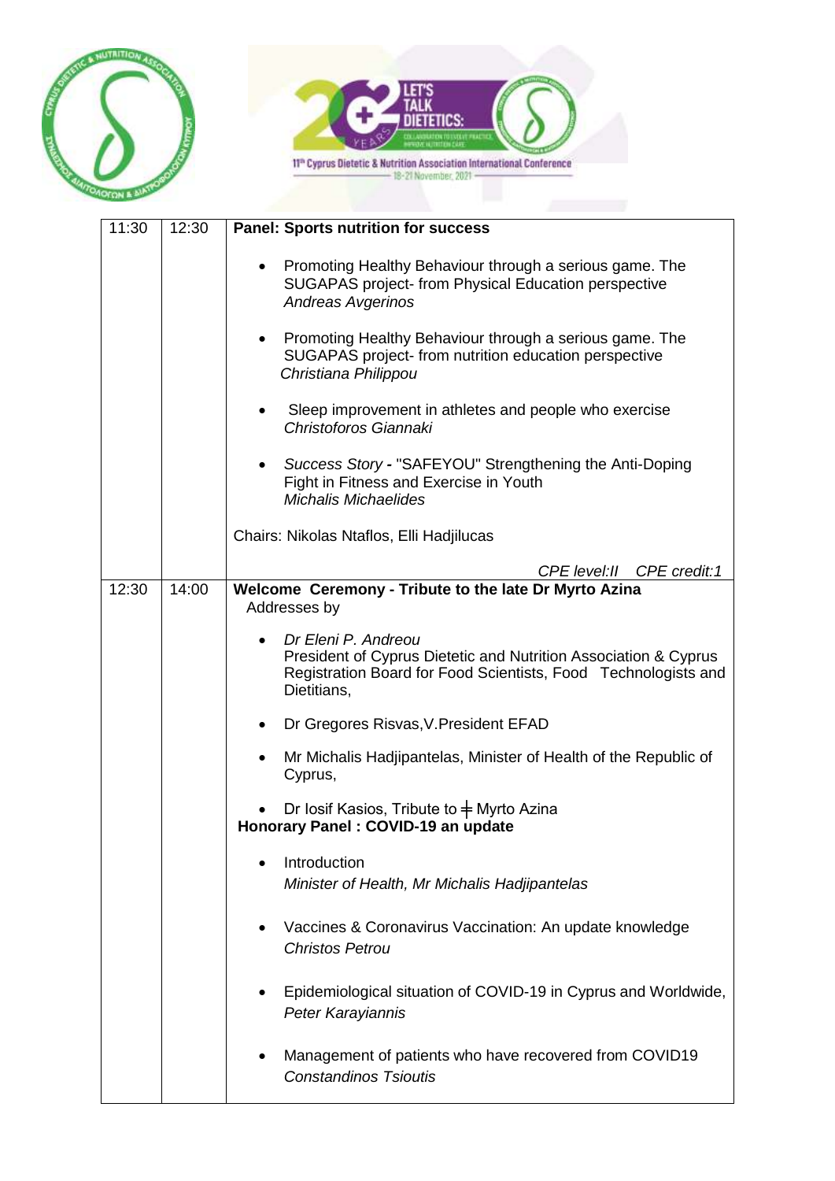| | | |
|---|---|---|
| 11:30 | 12:30 | **Panel: Sports nutrition for success**<br><br>• Promoting Healthy Behaviour through a serious game. The SUGAPAS project- from Physical Education perspective *Andreas Avgerinos*<br><br>• Promoting Healthy Behaviour through a serious game. The SUGAPAS project- from nutrition education perspective *Christiana Philippou*<br><br>• Sleep improvement in athletes and people who exercise *Christoforos Giannaki*<br><br>• *Success Story* **-** "SAFEYOU" Strengthening the Anti-Doping Fight in Fitness and Exercise in Youth *Michalis Michaelides*<br><br>Chairs: Nikolas Ntaflos, Elli Hadjilucas<br><br>*CPE level:II CPE credit:1* |
| 12:30 | 14:00 | **Welcome Ceremony - Tribute to the late Dr Myrto Azina**<br>Addresses by<br><br>• *Dr Eleni P. Andreou* President of Cyprus Dietetic and Nutrition Association & Cyprus Registration Board for Food Scientists, Food Technologists and Dietitians,<br><br>• Dr Gregores Risvas,V.President EFAD<br><br>• Mr Michalis Hadjipantelas, Minister of Health of the Republic of Cyprus,<br><br>• Dr Iosif Kasios, Tribute to ╪ Myrto Azina<br>**Honorary Panel : COVID-19 an update**<br><br>• Introduction *Minister of Health, Mr Michalis Hadjipantelas*<br><br>• Vaccines & Coronavirus Vaccination: An update knowledge *Christos Petrou*<br><br>• Epidemiological situation of COVID-19 in Cyprus and Worldwide, *Peter Karayiannis*<br><br>• Management of patients who have recovered from COVID19 *Constandinos Tsioutis* |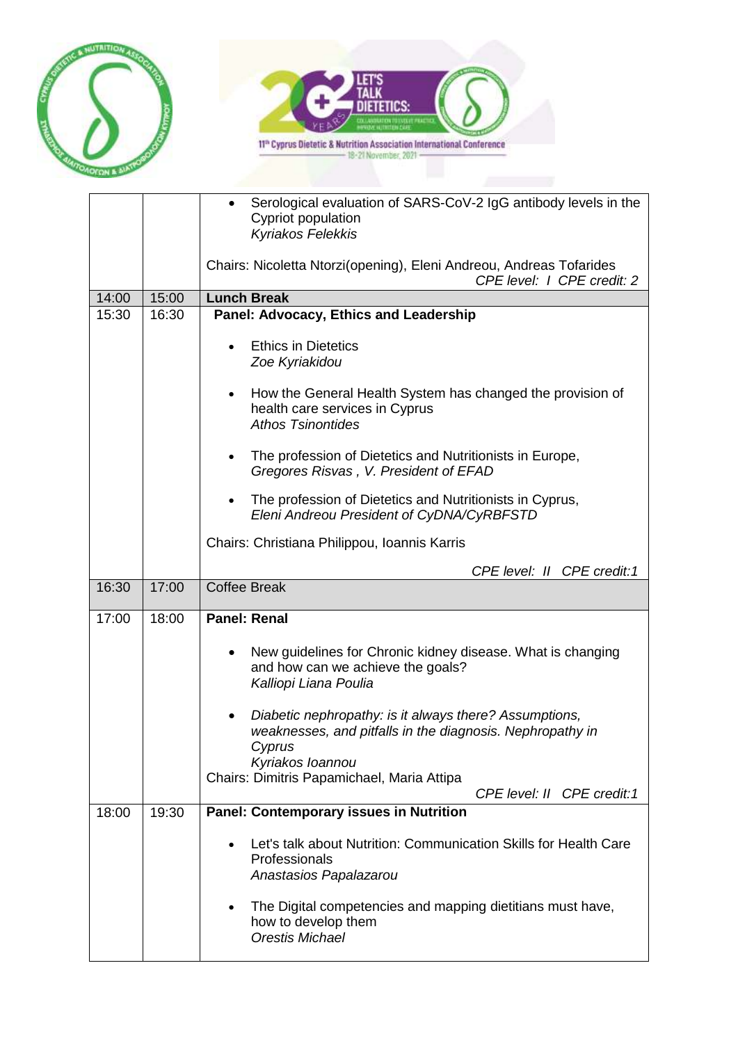| | | |
|---|---|---|
| | | • Serological evaluation of SARS-CoV-2 IgG antibody levels in the Cypriot population<br>*Kyriakos Felekkis*<br><br>Chairs: Nicoletta Ntorzi(opening), Eleni Andreou, Andreas Tofarides<br>*CPE level: I CPE credit: 2* |
| 14:00 | 15:00 | **Lunch Break** |
| 15:30 | 16:30 | **Panel: Advocacy, Ethics and Leadership**<br><br>• Ethics in Dietetics<br>*Zoe Kyriakidou*<br><br>• How the General Health System has changed the provision of health care services in Cyprus<br>*Athos Tsinontides*<br><br>• The profession of Dietetics and Nutritionists in Europe,<br>*Gregores Risvas , V. President of EFAD*<br><br>• The profession of Dietetics and Nutritionists in Cyprus,<br>*Eleni Andreou President of CyDNA/CyRBFSTD*<br><br>Chairs: Christiana Philippou, Ioannis Karris<br><br>*CPE level: II CPE credit:1* |
| 16:30 | 17:00 | Coffee Break |
| 17:00 | 18:00 | **Panel: Renal**<br><br>• New guidelines for Chronic kidney disease. What is changing and how can we achieve the goals?<br>*Kalliopi Liana Poulia*<br><br>• *Diabetic nephropathy: is it always there? Assumptions, weaknesses, and pitfalls in the diagnosis. Nephropathy in Cyprus*<br>*Kyriakos Ioannou*<br>Chairs: Dimitris Papamichael, Maria Attipa<br>*CPE level: II CPE credit:1* |
| 18:00 | 19:30 | **Panel: Contemporary issues in Nutrition**<br><br>• Let's talk about Nutrition: Communication Skills for Health Care Professionals<br>*Anastasios Papalazarou*<br><br>• The Digital competencies and mapping dietitians must have, how to develop them<br>*Orestis Michael* |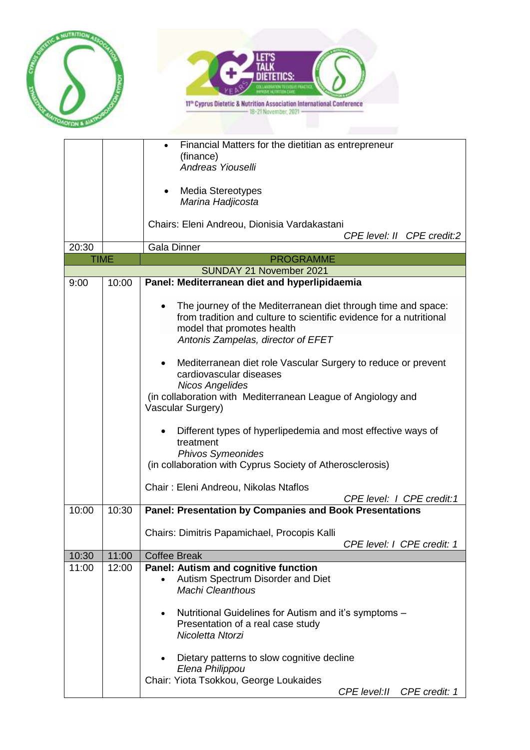| | | |
|---|---|---|
| | | • Financial Matters for the dietitian as entrepreneur (finance)<br>*Andreas Yiouselli*<br><br>• Media Stereotypes<br>*Marina Hadjicosta*<br><br>Chairs: Eleni Andreou, Dionisia Vardakastani<br>*CPE level: II CPE credit:2* |
| 20:30 | | Gala Dinner |
| **TIME** | | **PROGRAMME** |
| | | **SUNDAY 21 November 2021** |
| 9:00 | 10:00 | **Panel: Mediterranean diet and hyperlipidaemia**<br><br>• The journey of the Mediterranean diet through time and space: from tradition and culture to scientific evidence for a nutritional model that promotes health<br>*Antonis Zampelas, director of EFET*<br><br>• Mediterranean diet role Vascular Surgery to reduce or prevent cardiovascular diseases<br>*Nicos Angelides*<br>(in collaboration with Mediterranean League of Angiology and Vascular Surgery)<br><br>• Different types of hyperlipedemia and most effective ways of treatment<br>*Phivos Symeonides*<br>(in collaboration with Cyprus Society of Atherosclerosis)<br><br>Chair : Eleni Andreou, Nikolas Ntaflos<br>*CPE level: I CPE credit:1* |
| 10:00 | 10:30 | **Panel: Presentation by Companies and Book Presentations**<br><br>Chairs: Dimitris Papamichael, Procopis Kalli<br>*CPE level: I CPE credit: 1* |
| 10:30 | 11:00 | Coffee Break |
| 11:00 | 12:00 | **Panel: Autism and cognitive function**<br>• Autism Spectrum Disorder and Diet<br>*Machi Cleanthous*<br><br>• Nutritional Guidelines for Autism and it's symptoms – Presentation of a real case study<br>*Nicoletta Ntorzi*<br><br>• Dietary patterns to slow cognitive decline<br>*Elena Philippou*<br>Chair: Yiota Tsokkou, George Loukaides<br>*CPE level:II CPE credit: 1* |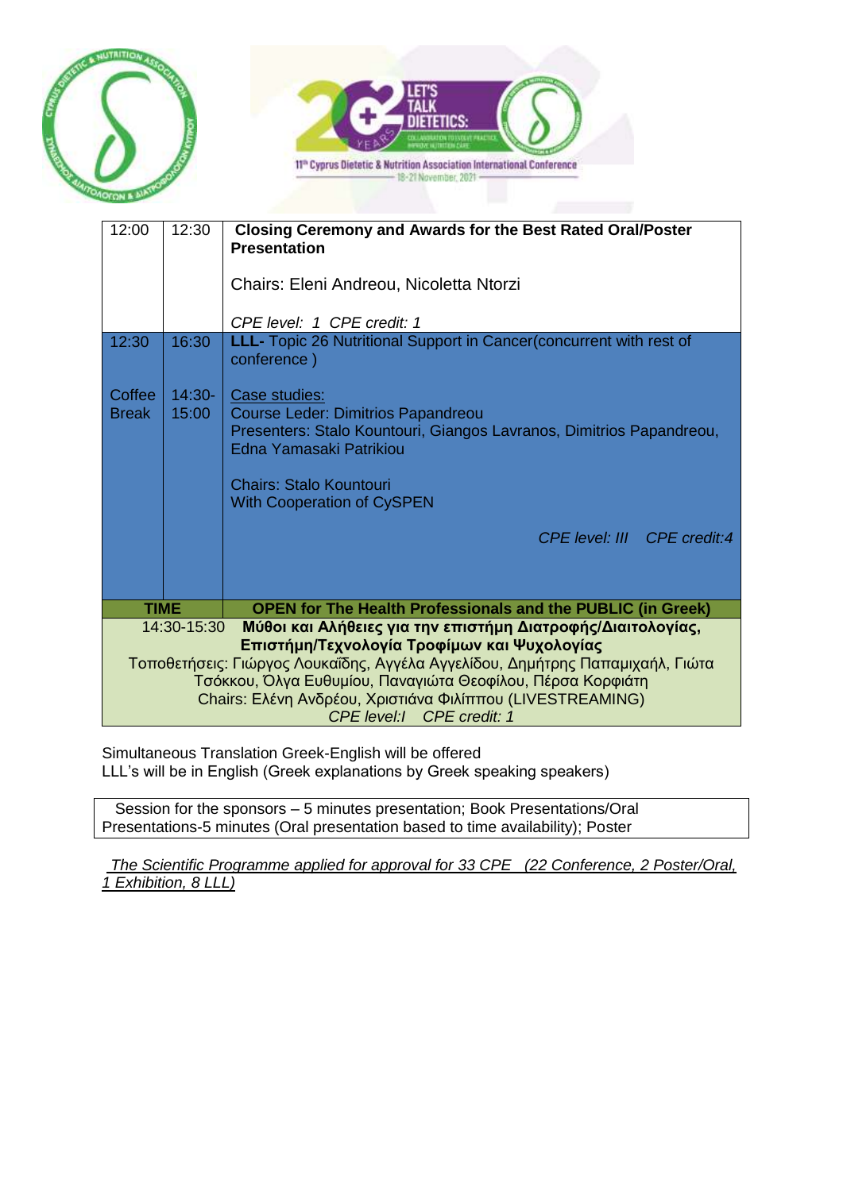| | | |
|---|---|---|
| 12:00 | 12:30 | **Closing Ceremony and Awards for the Best Rated Oral/Poster Presentation**<br><br>Chairs: Eleni Andreou, Nicoletta Ntorzi<br><br>*CPE level: 1 CPE credit: 1* |
| 12:30<br><br>Coffee Break | 16:30<br><br>14:30-15:00 | **LLL-** Topic 26 Nutritional Support in Cancer(concurrent with rest of conference )<br><br>Case studies:<br>Course Leder: Dimitrios Papandreou<br>Presenters: Stalo Kountouri, Giangos Lavranos, Dimitrios Papandreou, Edna Yamasaki Patrikiou<br><br>Chairs: Stalo Kountouri<br>With Cooperation of CySPEN<br><br>*CPE level: III CPE credit:4* |

| **TIME** | **OPEN for The Health Professionals and the PUBLIC (in Greek)** |
|---|---|
| 14:30-15:30 | **Μύθοι και Αλήθειες για την επιστήμη Διατροφής/Διαιτολογίας, Επιστήμη/Τεχνολογία Τροφίμων και Ψυχολογίας**<br>Τοποθετήσεις: Γιώργος Λουκαΐδης, Αγγέλα Αγγελίδου, Δημήτρης Παπαμιχαήλ, Γιώτα Τσόκκου, Όλγα Ευθυμίου, Παναγιώτα Θεοφίλου, Πέρσα Κορφιάτη<br>Chairs: Ελένη Ανδρέου, Χριστιάνα Φιλίππου (LIVESTREAMING)<br>*CPE level:I CPE credit: 1* |

Simultaneous Translation Greek-English will be offered
LLL's will be in English (Greek explanations by Greek speaking speakers)

Session for the sponsors – 5 minutes presentation; Book Presentations/Oral Presentations-5 minutes (Oral presentation based to time availability); Poster

*The Scientific Programme applied for approval for 33 CPE (22 Conference, 2 Poster/Oral, 1 Exhibition, 8 LLL)*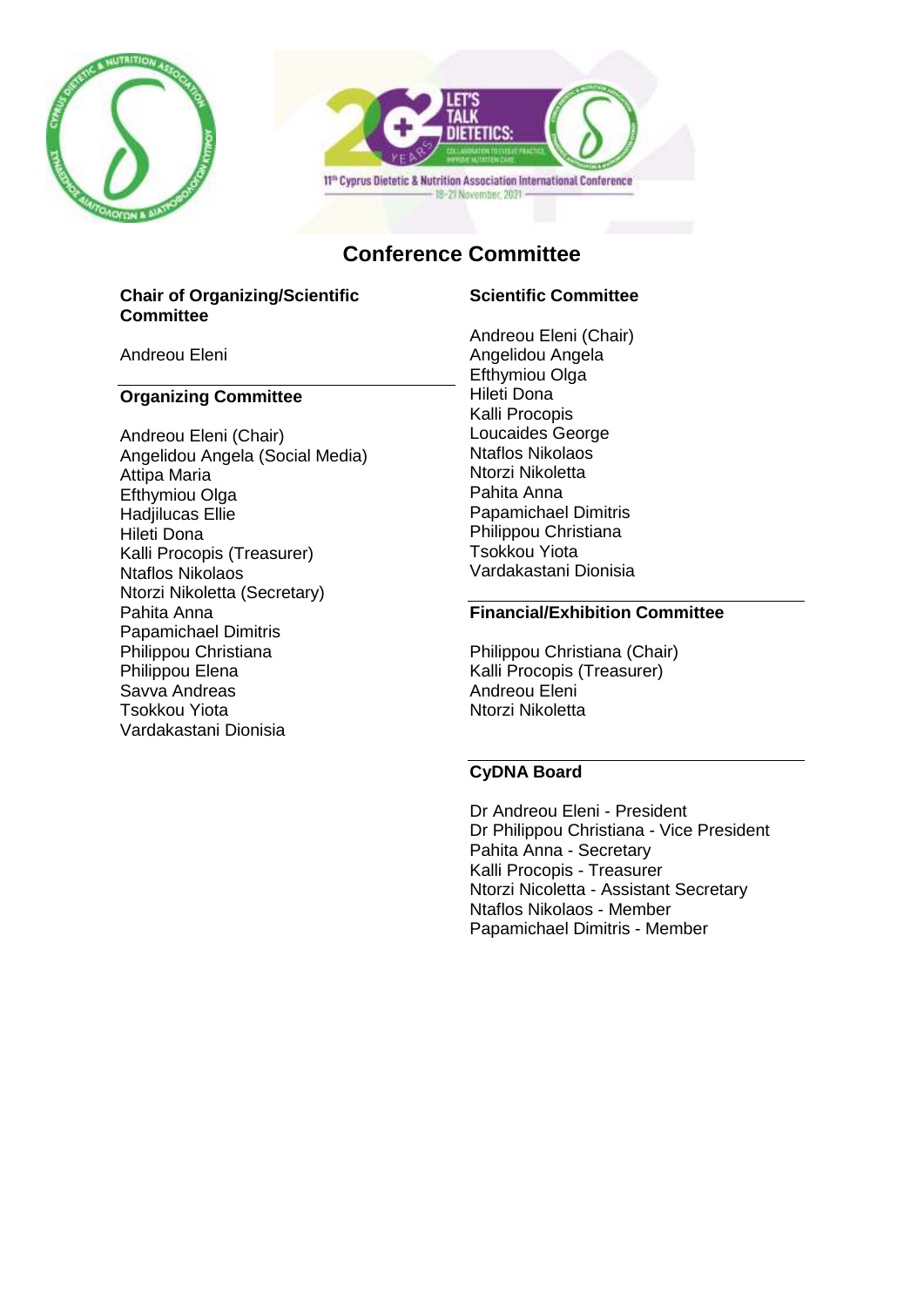# Conference Committee

### Chair of Organizing/Scientific Committee

Andreou Eleni

### Organizing Committee

Andreou Eleni (Chair)
Angelidou Angela (Social Media)
Attipa Maria
Efthymiou Olga
Hadjilucas Ellie
Hileti Dona
Kalli Procopis (Treasurer)
Ntaflos Nikolaos
Ntorzi Nikoletta (Secretary)
Pahita Anna
Papamichael Dimitris
Philippou Christiana
Philippou Elena
Savva Andreas
Tsokkou Yiota
Vardakastani Dionisia

### Scientific Committee

Andreou Eleni (Chair)
Angelidou Angela
Efthymiou Olga
Hileti Dona
Kalli Procopis
Loucaides George
Ntaflos Nikolaos
Ntorzi Nikoletta
Pahita Anna
Papamichael Dimitris
Philippou Christiana
Tsokkou Yiota
Vardakastani Dionisia

### Financial/Exhibition Committee

Philippou Christiana (Chair)
Kalli Procopis (Treasurer)
Andreou Eleni
Ntorzi Nikoletta

### CyDNA Board

Dr Andreou Eleni - President
Dr Philippou Christiana - Vice President
Pahita Anna - Secretary
Kalli Procopis - Treasurer
Ntorzi Nicoletta - Assistant Secretary
Ntaflos Nikolaos - Member
Papamichael Dimitris - Member